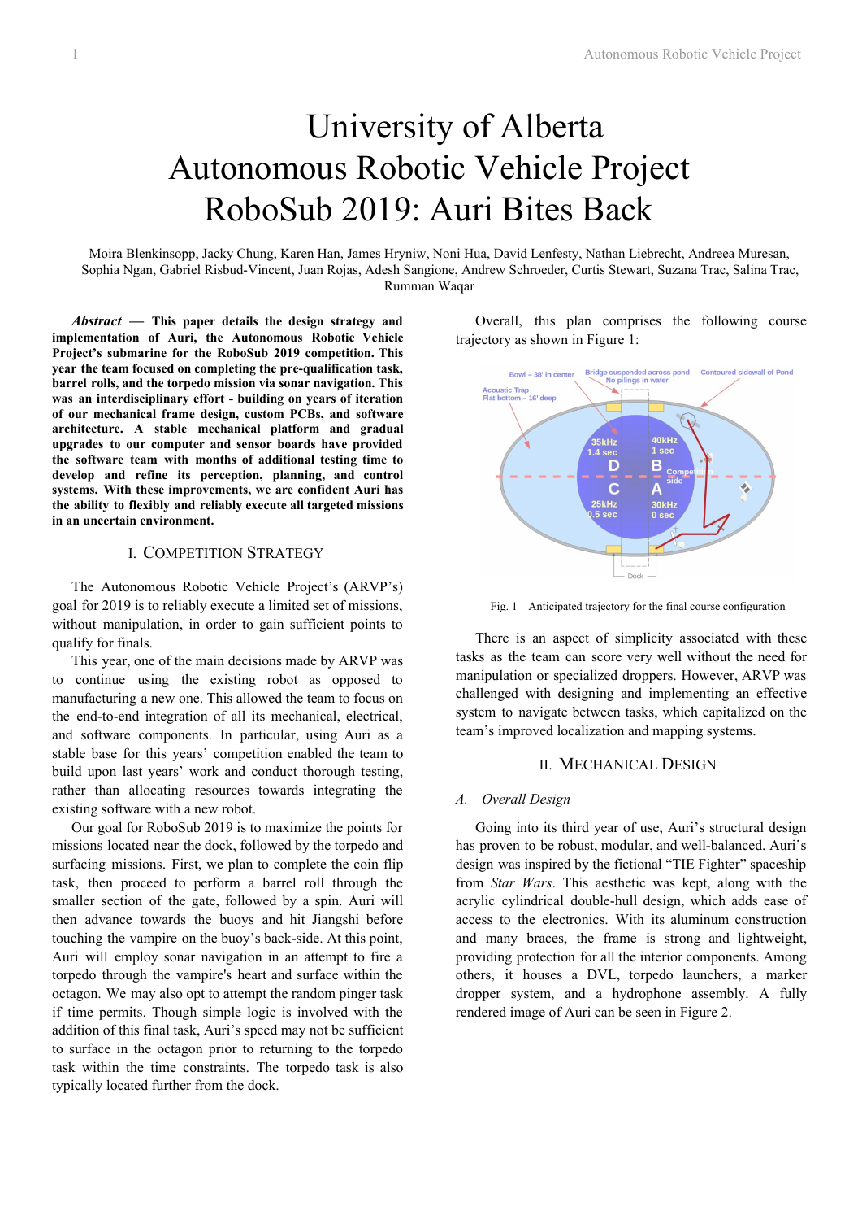# University of Alberta
# Autonomous Robotic Vehicle Project
# RoboSub 2019: Auri Bites Back

Moira Blenkinsopp, Jacky Chung, Karen Han, James Hryniw, Noni Hua, David Lenfesty, Nathan Liebrecht, Andreea Muresan, Sophia Ngan, Gabriel Risbud-Vincent, Juan Rojas, Adesh Sangione, Andrew Schroeder, Curtis Stewart, Suzana Trac, Salina Trac, Rumman Waqar

***Abstract* — This paper details the design strategy and implementation of Auri, the Autonomous Robotic Vehicle Project's submarine for the RoboSub 2019 competition. This year the team focused on completing the pre-qualification task, barrel rolls, and the torpedo mission via sonar navigation. This was an interdisciplinary effort - building on years of iteration of our mechanical frame design, custom PCBs, and software architecture. A stable mechanical platform and gradual upgrades to our computer and sensor boards have provided the software team with months of additional testing time to develop and refine its perception, planning, and control systems. With these improvements, we are confident Auri has the ability to flexibly and reliably execute all targeted missions in an uncertain environment.**

## I. Competition Strategy

The Autonomous Robotic Vehicle Project's (ARVP's) goal for 2019 is to reliably execute a limited set of missions, without manipulation, in order to gain sufficient points to qualify for finals.

This year, one of the main decisions made by ARVP was to continue using the existing robot as opposed to manufacturing a new one. This allowed the team to focus on the end-to-end integration of all its mechanical, electrical, and software components. In particular, using Auri as a stable base for this years' competition enabled the team to build upon last years' work and conduct thorough testing, rather than allocating resources towards integrating the existing software with a new robot.

Our goal for RoboSub 2019 is to maximize the points for missions located near the dock, followed by the torpedo and surfacing missions. First, we plan to complete the coin flip task, then proceed to perform a barrel roll through the smaller section of the gate, followed by a spin. Auri will then advance towards the buoys and hit Jiangshi before touching the vampire on the buoy's back-side. At this point, Auri will employ sonar navigation in an attempt to fire a torpedo through the vampire's heart and surface within the octagon. We may also opt to attempt the random pinger task if time permits. Though simple logic is involved with the addition of this final task, Auri's speed may not be sufficient to surface in the octagon prior to returning to the torpedo task within the time constraints. The torpedo task is also typically located further from the dock.

Overall, this plan comprises the following course trajectory as shown in Figure 1:

Fig. 1 Anticipated trajectory for the final course configuration

There is an aspect of simplicity associated with these tasks as the team can score very well without the need for manipulation or specialized droppers. However, ARVP was challenged with designing and implementing an effective system to navigate between tasks, which capitalized on the team's improved localization and mapping systems.

## II. Mechanical Design

### *A. Overall Design*

Going into its third year of use, Auri's structural design has proven to be robust, modular, and well-balanced. Auri's design was inspired by the fictional "TIE Fighter" spaceship from *Star Wars*. This aesthetic was kept, along with the acrylic cylindrical double-hull design, which adds ease of access to the electronics. With its aluminum construction and many braces, the frame is strong and lightweight, providing protection for all the interior components. Among others, it houses a DVL, torpedo launchers, a marker dropper system, and a hydrophone assembly. A fully rendered image of Auri can be seen in Figure 2.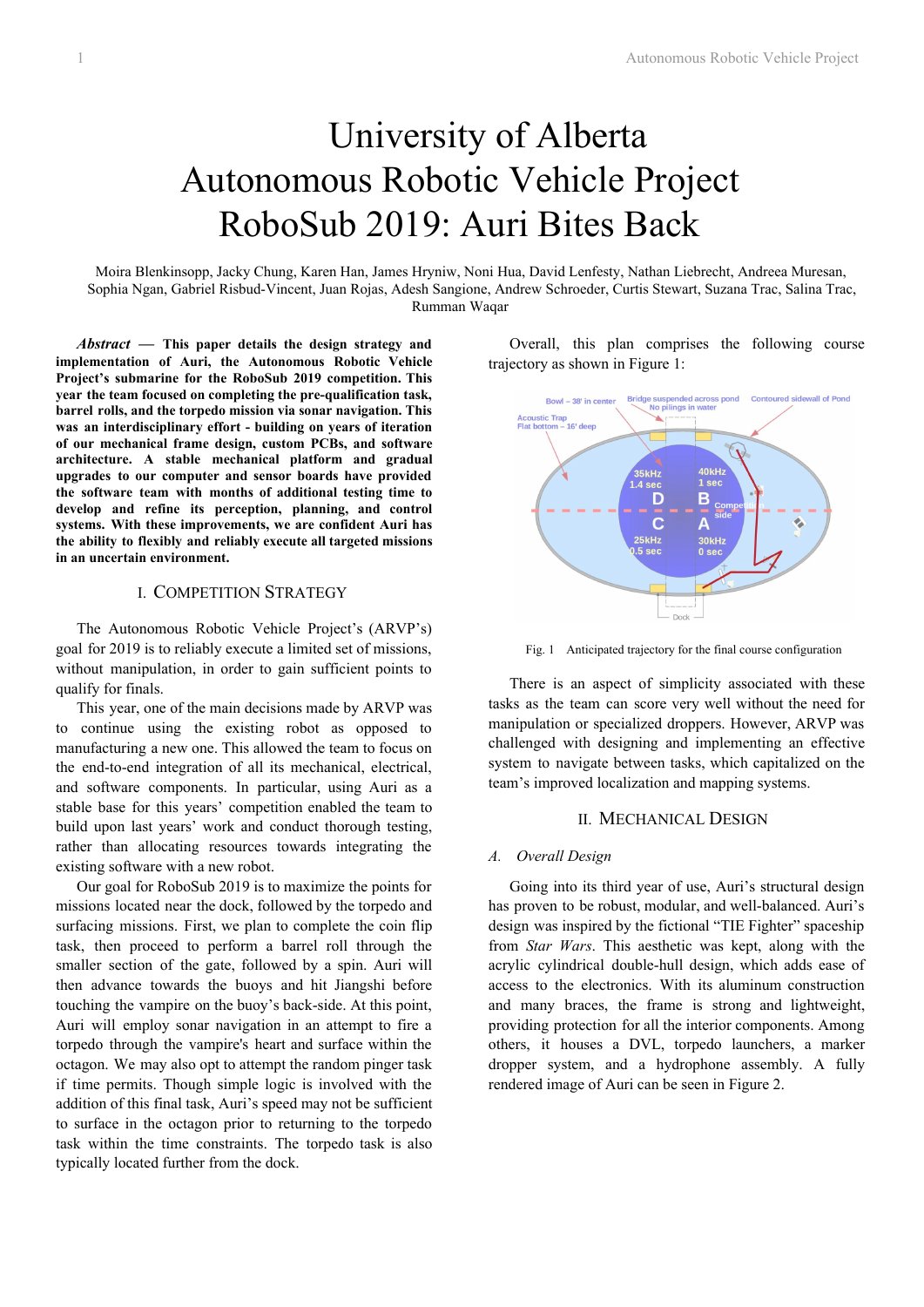# University of Alberta Autonomous Robotic Vehicle Project RoboSub 2019: Auri Bites Back

Moira Blenkinsopp, Jacky Chung, Karen Han, James Hryniw, Noni Hua, David Lenfesty, Nathan Liebrecht, Andreea Muresan, Sophia Ngan, Gabriel Risbud-Vincent, Juan Rojas, Adesh Sangione, Andrew Schroeder, Curtis Stewart, Suzana Trac, Salina Trac, Rumman Waqar

***Abstract* — This paper details the design strategy and implementation of Auri, the Autonomous Robotic Vehicle Project's submarine for the RoboSub 2019 competition. This year the team focused on completing the pre-qualification task, barrel rolls, and the torpedo mission via sonar navigation. This was an interdisciplinary effort - building on years of iteration of our mechanical frame design, custom PCBs, and software architecture. A stable mechanical platform and gradual upgrades to our computer and sensor boards have provided the software team with months of additional testing time to develop and refine its perception, planning, and control systems. With these improvements, we are confident Auri has the ability to flexibly and reliably execute all targeted missions in an uncertain environment.**

## I. Competition Strategy

The Autonomous Robotic Vehicle Project's (ARVP's) goal for 2019 is to reliably execute a limited set of missions, without manipulation, in order to gain sufficient points to qualify for finals.

This year, one of the main decisions made by ARVP was to continue using the existing robot as opposed to manufacturing a new one. This allowed the team to focus on the end-to-end integration of all its mechanical, electrical, and software components. In particular, using Auri as a stable base for this years' competition enabled the team to build upon last years' work and conduct thorough testing, rather than allocating resources towards integrating the existing software with a new robot.

Our goal for RoboSub 2019 is to maximize the points for missions located near the dock, followed by the torpedo and surfacing missions. First, we plan to complete the coin flip task, then proceed to perform a barrel roll through the smaller section of the gate, followed by a spin. Auri will then advance towards the buoys and hit Jiangshi before touching the vampire on the buoy's back-side. At this point, Auri will employ sonar navigation in an attempt to fire a torpedo through the vampire's heart and surface within the octagon. We may also opt to attempt the random pinger task if time permits. Though simple logic is involved with the addition of this final task, Auri's speed may not be sufficient to surface in the octagon prior to returning to the torpedo task within the time constraints. The torpedo task is also typically located further from the dock.

Overall, this plan comprises the following course trajectory as shown in Figure 1:

Fig. 1 Anticipated trajectory for the final course configuration

There is an aspect of simplicity associated with these tasks as the team can score very well without the need for manipulation or specialized droppers. However, ARVP was challenged with designing and implementing an effective system to navigate between tasks, which capitalized on the team's improved localization and mapping systems.

## II. Mechanical Design

### *A. Overall Design*

Going into its third year of use, Auri's structural design has proven to be robust, modular, and well-balanced. Auri's design was inspired by the fictional "TIE Fighter" spaceship from *Star Wars*. This aesthetic was kept, along with the acrylic cylindrical double-hull design, which adds ease of access to the electronics. With its aluminum construction and many braces, the frame is strong and lightweight, providing protection for all the interior components. Among others, it houses a DVL, torpedo launchers, a marker dropper system, and a hydrophone assembly. A fully rendered image of Auri can be seen in Figure 2.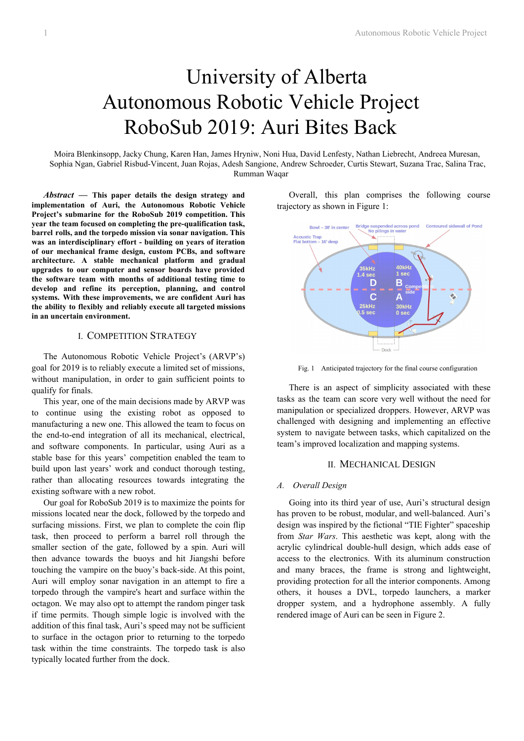# University of Alberta
# Autonomous Robotic Vehicle Project
# RoboSub 2019: Auri Bites Back

Moira Blenkinsopp, Jacky Chung, Karen Han, James Hryniw, Noni Hua, David Lenfesty, Nathan Liebrecht, Andreea Muresan, Sophia Ngan, Gabriel Risbud-Vincent, Juan Rojas, Adesh Sangione, Andrew Schroeder, Curtis Stewart, Suzana Trac, Salina Trac, Rumman Waqar

***Abstract* — This paper details the design strategy and implementation of Auri, the Autonomous Robotic Vehicle Project's submarine for the RoboSub 2019 competition. This year the team focused on completing the pre-qualification task, barrel rolls, and the torpedo mission via sonar navigation. This was an interdisciplinary effort - building on years of iteration of our mechanical frame design, custom PCBs, and software architecture. A stable mechanical platform and gradual upgrades to our computer and sensor boards have provided the software team with months of additional testing time to develop and refine its perception, planning, and control systems. With these improvements, we are confident Auri has the ability to flexibly and reliably execute all targeted missions in an uncertain environment.**

## I. Competition Strategy

The Autonomous Robotic Vehicle Project's (ARVP's) goal for 2019 is to reliably execute a limited set of missions, without manipulation, in order to gain sufficient points to qualify for finals.

This year, one of the main decisions made by ARVP was to continue using the existing robot as opposed to manufacturing a new one. This allowed the team to focus on the end-to-end integration of all its mechanical, electrical, and software components. In particular, using Auri as a stable base for this years' competition enabled the team to build upon last years' work and conduct thorough testing, rather than allocating resources towards integrating the existing software with a new robot.

Our goal for RoboSub 2019 is to maximize the points for missions located near the dock, followed by the torpedo and surfacing missions. First, we plan to complete the coin flip task, then proceed to perform a barrel roll through the smaller section of the gate, followed by a spin. Auri will then advance towards the buoys and hit Jiangshi before touching the vampire on the buoy's back-side. At this point, Auri will employ sonar navigation in an attempt to fire a torpedo through the vampire's heart and surface within the octagon. We may also opt to attempt the random pinger task if time permits. Though simple logic is involved with the addition of this final task, Auri's speed may not be sufficient to surface in the octagon prior to returning to the torpedo task within the time constraints. The torpedo task is also typically located further from the dock.

Overall, this plan comprises the following course trajectory as shown in Figure 1:

Fig. 1 Anticipated trajectory for the final course configuration

There is an aspect of simplicity associated with these tasks as the team can score very well without the need for manipulation or specialized droppers. However, ARVP was challenged with designing and implementing an effective system to navigate between tasks, which capitalized on the team's improved localization and mapping systems.

## II. Mechanical Design

### *A. Overall Design*

Going into its third year of use, Auri's structural design has proven to be robust, modular, and well-balanced. Auri's design was inspired by the fictional "TIE Fighter" spaceship from *Star Wars*. This aesthetic was kept, along with the acrylic cylindrical double-hull design, which adds ease of access to the electronics. With its aluminum construction and many braces, the frame is strong and lightweight, providing protection for all the interior components. Among others, it houses a DVL, torpedo launchers, a marker dropper system, and a hydrophone assembly. A fully rendered image of Auri can be seen in Figure 2.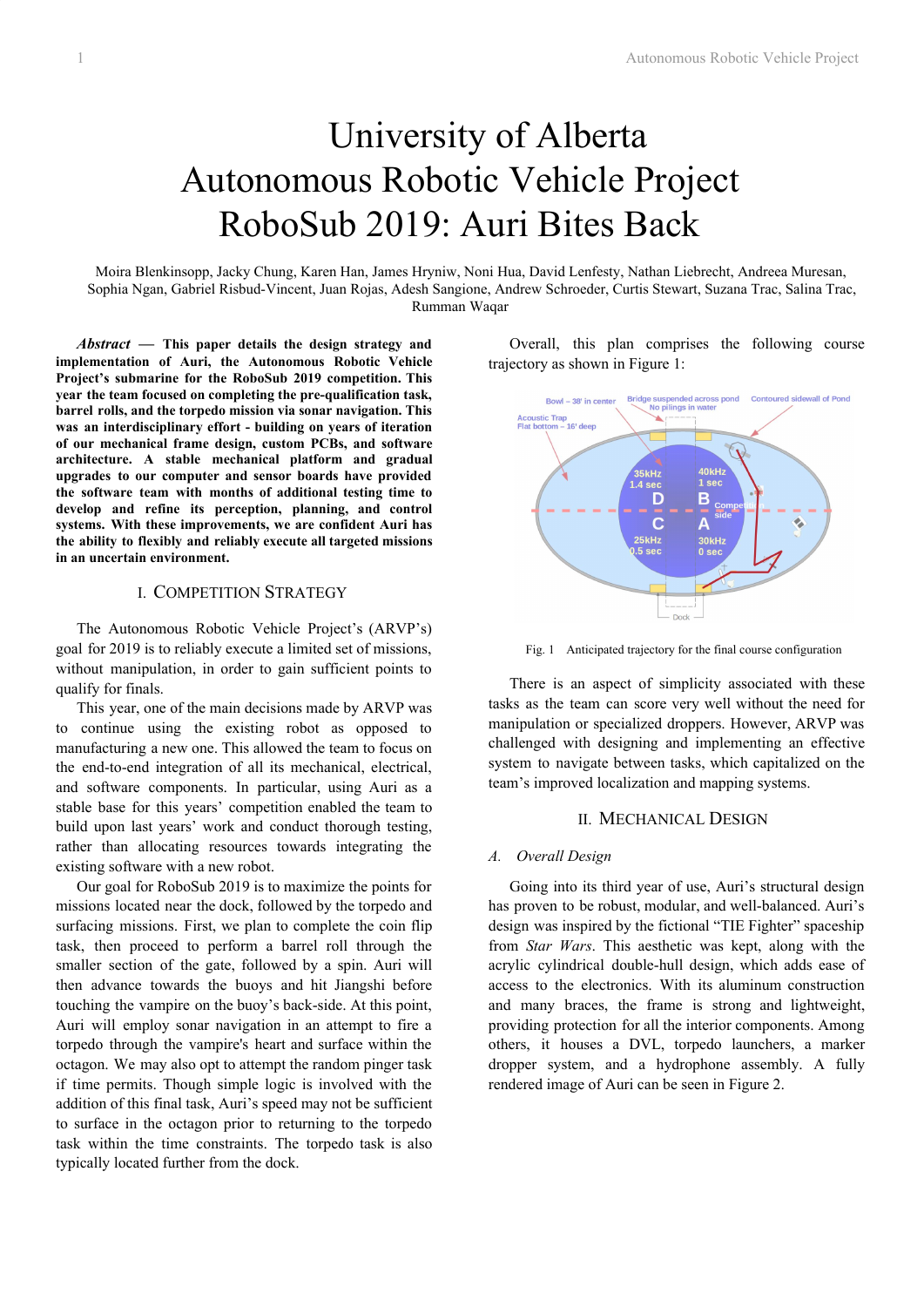# University of Alberta
# Autonomous Robotic Vehicle Project
# RoboSub 2019: Auri Bites Back

Moira Blenkinsopp, Jacky Chung, Karen Han, James Hryniw, Noni Hua, David Lenfesty, Nathan Liebrecht, Andreea Muresan, Sophia Ngan, Gabriel Risbud-Vincent, Juan Rojas, Adesh Sangione, Andrew Schroeder, Curtis Stewart, Suzana Trac, Salina Trac, Rumman Waqar

***Abstract* — This paper details the design strategy and implementation of Auri, the Autonomous Robotic Vehicle Project's submarine for the RoboSub 2019 competition. This year the team focused on completing the pre-qualification task, barrel rolls, and the torpedo mission via sonar navigation. This was an interdisciplinary effort - building on years of iteration of our mechanical frame design, custom PCBs, and software architecture. A stable mechanical platform and gradual upgrades to our computer and sensor boards have provided the software team with months of additional testing time to develop and refine its perception, planning, and control systems. With these improvements, we are confident Auri has the ability to flexibly and reliably execute all targeted missions in an uncertain environment.**

## I. Competition Strategy

The Autonomous Robotic Vehicle Project's (ARVP's) goal for 2019 is to reliably execute a limited set of missions, without manipulation, in order to gain sufficient points to qualify for finals.

This year, one of the main decisions made by ARVP was to continue using the existing robot as opposed to manufacturing a new one. This allowed the team to focus on the end-to-end integration of all its mechanical, electrical, and software components. In particular, using Auri as a stable base for this years' competition enabled the team to build upon last years' work and conduct thorough testing, rather than allocating resources towards integrating the existing software with a new robot.

Our goal for RoboSub 2019 is to maximize the points for missions located near the dock, followed by the torpedo and surfacing missions. First, we plan to complete the coin flip task, then proceed to perform a barrel roll through the smaller section of the gate, followed by a spin. Auri will then advance towards the buoys and hit Jiangshi before touching the vampire on the buoy's back-side. At this point, Auri will employ sonar navigation in an attempt to fire a torpedo through the vampire's heart and surface within the octagon. We may also opt to attempt the random pinger task if time permits. Though simple logic is involved with the addition of this final task, Auri's speed may not be sufficient to surface in the octagon prior to returning to the torpedo task within the time constraints. The torpedo task is also typically located further from the dock.

Overall, this plan comprises the following course trajectory as shown in Figure 1:

Fig. 1 Anticipated trajectory for the final course configuration

There is an aspect of simplicity associated with these tasks as the team can score very well without the need for manipulation or specialized droppers. However, ARVP was challenged with designing and implementing an effective system to navigate between tasks, which capitalized on the team's improved localization and mapping systems.

## II. Mechanical Design

### *A. Overall Design*

Going into its third year of use, Auri's structural design has proven to be robust, modular, and well-balanced. Auri's design was inspired by the fictional "TIE Fighter" spaceship from *Star Wars*. This aesthetic was kept, along with the acrylic cylindrical double-hull design, which adds ease of access to the electronics. With its aluminum construction and many braces, the frame is strong and lightweight, providing protection for all the interior components. Among others, it houses a DVL, torpedo launchers, a marker dropper system, and a hydrophone assembly. A fully rendered image of Auri can be seen in Figure 2.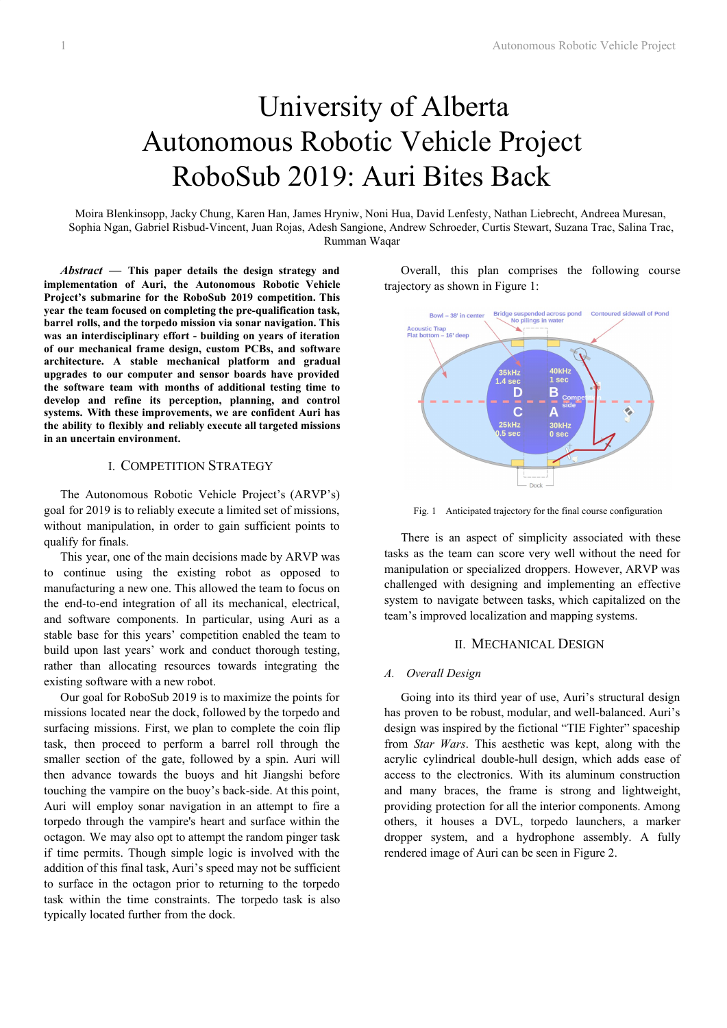# University of Alberta
# Autonomous Robotic Vehicle Project
# RoboSub 2019: Auri Bites Back

Moira Blenkinsopp, Jacky Chung, Karen Han, James Hryniw, Noni Hua, David Lenfesty, Nathan Liebrecht, Andreea Muresan, Sophia Ngan, Gabriel Risbud-Vincent, Juan Rojas, Adesh Sangione, Andrew Schroeder, Curtis Stewart, Suzana Trac, Salina Trac, Rumman Waqar

***Abstract* — This paper details the design strategy and implementation of Auri, the Autonomous Robotic Vehicle Project's submarine for the RoboSub 2019 competition. This year the team focused on completing the pre-qualification task, barrel rolls, and the torpedo mission via sonar navigation. This was an interdisciplinary effort - building on years of iteration of our mechanical frame design, custom PCBs, and software architecture. A stable mechanical platform and gradual upgrades to our computer and sensor boards have provided the software team with months of additional testing time to develop and refine its perception, planning, and control systems. With these improvements, we are confident Auri has the ability to flexibly and reliably execute all targeted missions in an uncertain environment.**

## I. Competition Strategy

The Autonomous Robotic Vehicle Project's (ARVP's) goal for 2019 is to reliably execute a limited set of missions, without manipulation, in order to gain sufficient points to qualify for finals.

This year, one of the main decisions made by ARVP was to continue using the existing robot as opposed to manufacturing a new one. This allowed the team to focus on the end-to-end integration of all its mechanical, electrical, and software components. In particular, using Auri as a stable base for this years' competition enabled the team to build upon last years' work and conduct thorough testing, rather than allocating resources towards integrating the existing software with a new robot.

Our goal for RoboSub 2019 is to maximize the points for missions located near the dock, followed by the torpedo and surfacing missions. First, we plan to complete the coin flip task, then proceed to perform a barrel roll through the smaller section of the gate, followed by a spin. Auri will then advance towards the buoys and hit Jiangshi before touching the vampire on the buoy's back-side. At this point, Auri will employ sonar navigation in an attempt to fire a torpedo through the vampire's heart and surface within the octagon. We may also opt to attempt the random pinger task if time permits. Though simple logic is involved with the addition of this final task, Auri's speed may not be sufficient to surface in the octagon prior to returning to the torpedo task within the time constraints. The torpedo task is also typically located further from the dock.

Overall, this plan comprises the following course trajectory as shown in Figure 1:

Fig. 1 Anticipated trajectory for the final course configuration

There is an aspect of simplicity associated with these tasks as the team can score very well without the need for manipulation or specialized droppers. However, ARVP was challenged with designing and implementing an effective system to navigate between tasks, which capitalized on the team's improved localization and mapping systems.

## II. Mechanical Design

### *A. Overall Design*

Going into its third year of use, Auri's structural design has proven to be robust, modular, and well-balanced. Auri's design was inspired by the fictional "TIE Fighter" spaceship from *Star Wars*. This aesthetic was kept, along with the acrylic cylindrical double-hull design, which adds ease of access to the electronics. With its aluminum construction and many braces, the frame is strong and lightweight, providing protection for all the interior components. Among others, it houses a DVL, torpedo launchers, a marker dropper system, and a hydrophone assembly. A fully rendered image of Auri can be seen in Figure 2.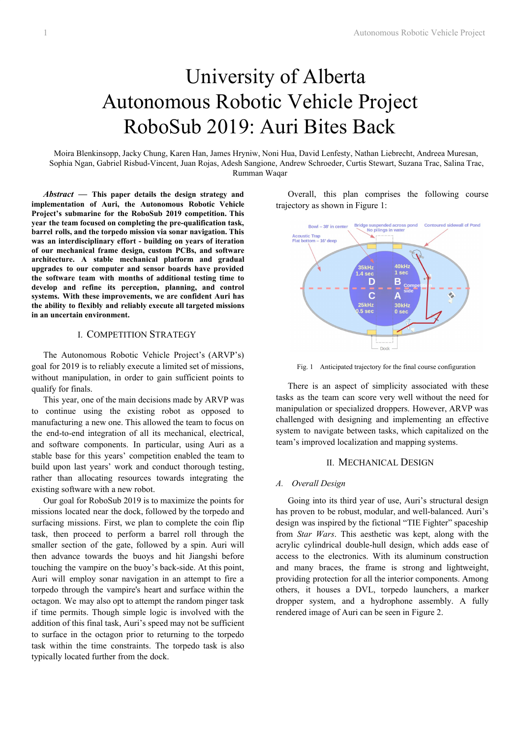# University of Alberta
# Autonomous Robotic Vehicle Project
# RoboSub 2019: Auri Bites Back

Moira Blenkinsopp, Jacky Chung, Karen Han, James Hryniw, Noni Hua, David Lenfesty, Nathan Liebrecht, Andreea Muresan, Sophia Ngan, Gabriel Risbud-Vincent, Juan Rojas, Adesh Sangione, Andrew Schroeder, Curtis Stewart, Suzana Trac, Salina Trac, Rumman Waqar

***Abstract*** **— This paper details the design strategy and implementation of Auri, the Autonomous Robotic Vehicle Project's submarine for the RoboSub 2019 competition. This year the team focused on completing the pre-qualification task, barrel rolls, and the torpedo mission via sonar navigation. This was an interdisciplinary effort - building on years of iteration of our mechanical frame design, custom PCBs, and software architecture. A stable mechanical platform and gradual upgrades to our computer and sensor boards have provided the software team with months of additional testing time to develop and refine its perception, planning, and control systems. With these improvements, we are confident Auri has the ability to flexibly and reliably execute all targeted missions in an uncertain environment.**

## I. Competition Strategy

The Autonomous Robotic Vehicle Project's (ARVP's) goal for 2019 is to reliably execute a limited set of missions, without manipulation, in order to gain sufficient points to qualify for finals.

This year, one of the main decisions made by ARVP was to continue using the existing robot as opposed to manufacturing a new one. This allowed the team to focus on the end-to-end integration of all its mechanical, electrical, and software components. In particular, using Auri as a stable base for this years' competition enabled the team to build upon last years' work and conduct thorough testing, rather than allocating resources towards integrating the existing software with a new robot.

Our goal for RoboSub 2019 is to maximize the points for missions located near the dock, followed by the torpedo and surfacing missions. First, we plan to complete the coin flip task, then proceed to perform a barrel roll through the smaller section of the gate, followed by a spin. Auri will then advance towards the buoys and hit Jiangshi before touching the vampire on the buoy's back-side. At this point, Auri will employ sonar navigation in an attempt to fire a torpedo through the vampire's heart and surface within the octagon. We may also opt to attempt the random pinger task if time permits. Though simple logic is involved with the addition of this final task, Auri's speed may not be sufficient to surface in the octagon prior to returning to the torpedo task within the time constraints. The torpedo task is also typically located further from the dock.

Overall, this plan comprises the following course trajectory as shown in Figure 1:

Fig. 1 Anticipated trajectory for the final course configuration

There is an aspect of simplicity associated with these tasks as the team can score very well without the need for manipulation or specialized droppers. However, ARVP was challenged with designing and implementing an effective system to navigate between tasks, which capitalized on the team's improved localization and mapping systems.

## II. Mechanical Design

### *A. Overall Design*

Going into its third year of use, Auri's structural design has proven to be robust, modular, and well-balanced. Auri's design was inspired by the fictional "TIE Fighter" spaceship from *Star Wars*. This aesthetic was kept, along with the acrylic cylindrical double-hull design, which adds ease of access to the electronics. With its aluminum construction and many braces, the frame is strong and lightweight, providing protection for all the interior components. Among others, it houses a DVL, torpedo launchers, a marker dropper system, and a hydrophone assembly. A fully rendered image of Auri can be seen in Figure 2.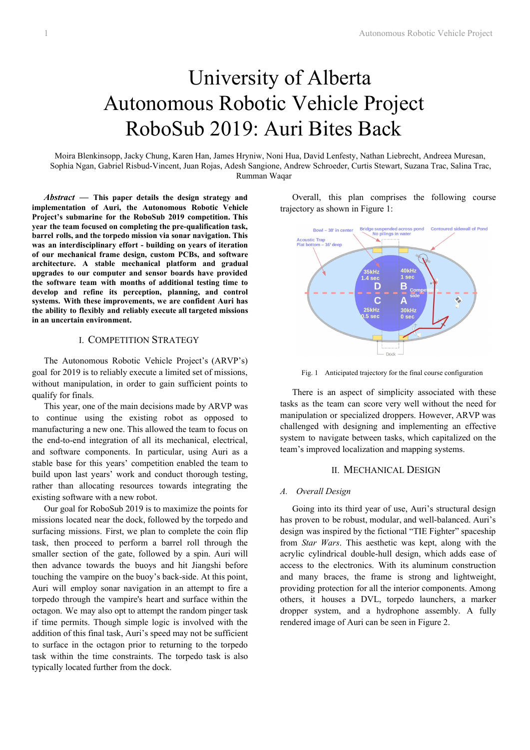# University of Alberta
# Autonomous Robotic Vehicle Project
# RoboSub 2019: Auri Bites Back

Moira Blenkinsopp, Jacky Chung, Karen Han, James Hryniw, Noni Hua, David Lenfesty, Nathan Liebrecht, Andreea Muresan, Sophia Ngan, Gabriel Risbud-Vincent, Juan Rojas, Adesh Sangione, Andrew Schroeder, Curtis Stewart, Suzana Trac, Salina Trac, Rumman Waqar

***Abstract* — This paper details the design strategy and implementation of Auri, the Autonomous Robotic Vehicle Project's submarine for the RoboSub 2019 competition. This year the team focused on completing the pre-qualification task, barrel rolls, and the torpedo mission via sonar navigation. This was an interdisciplinary effort - building on years of iteration of our mechanical frame design, custom PCBs, and software architecture. A stable mechanical platform and gradual upgrades to our computer and sensor boards have provided the software team with months of additional testing time to develop and refine its perception, planning, and control systems. With these improvements, we are confident Auri has the ability to flexibly and reliably execute all targeted missions in an uncertain environment.**

## I. Competition Strategy

The Autonomous Robotic Vehicle Project's (ARVP's) goal for 2019 is to reliably execute a limited set of missions, without manipulation, in order to gain sufficient points to qualify for finals.

This year, one of the main decisions made by ARVP was to continue using the existing robot as opposed to manufacturing a new one. This allowed the team to focus on the end-to-end integration of all its mechanical, electrical, and software components. In particular, using Auri as a stable base for this years' competition enabled the team to build upon last years' work and conduct thorough testing, rather than allocating resources towards integrating the existing software with a new robot.

Our goal for RoboSub 2019 is to maximize the points for missions located near the dock, followed by the torpedo and surfacing missions. First, we plan to complete the coin flip task, then proceed to perform a barrel roll through the smaller section of the gate, followed by a spin. Auri will then advance towards the buoys and hit Jiangshi before touching the vampire on the buoy's back-side. At this point, Auri will employ sonar navigation in an attempt to fire a torpedo through the vampire's heart and surface within the octagon. We may also opt to attempt the random pinger task if time permits. Though simple logic is involved with the addition of this final task, Auri's speed may not be sufficient to surface in the octagon prior to returning to the torpedo task within the time constraints. The torpedo task is also typically located further from the dock.

Overall, this plan comprises the following course trajectory as shown in Figure 1:

Bowl – 38' in center
Bridge suspended across pond
No pilings in water
Contoured sidewall of Pond
Acoustic Trap
Flat bottom – 16' deep
35kHz
1.4 sec
D
40kHz
1 sec
B
Competition side
C
25kHz
0.5 sec
A
30kHz
0 sec
Dock

Fig. 1 Anticipated trajectory for the final course configuration

There is an aspect of simplicity associated with these tasks as the team can score very well without the need for manipulation or specialized droppers. However, ARVP was challenged with designing and implementing an effective system to navigate between tasks, which capitalized on the team's improved localization and mapping systems.

## II. Mechanical Design

### *A. Overall Design*

Going into its third year of use, Auri's structural design has proven to be robust, modular, and well-balanced. Auri's design was inspired by the fictional "TIE Fighter" spaceship from *Star Wars*. This aesthetic was kept, along with the acrylic cylindrical double-hull design, which adds ease of access to the electronics. With its aluminum construction and many braces, the frame is strong and lightweight, providing protection for all the interior components. Among others, it houses a DVL, torpedo launchers, a marker dropper system, and a hydrophone assembly. A fully rendered image of Auri can be seen in Figure 2.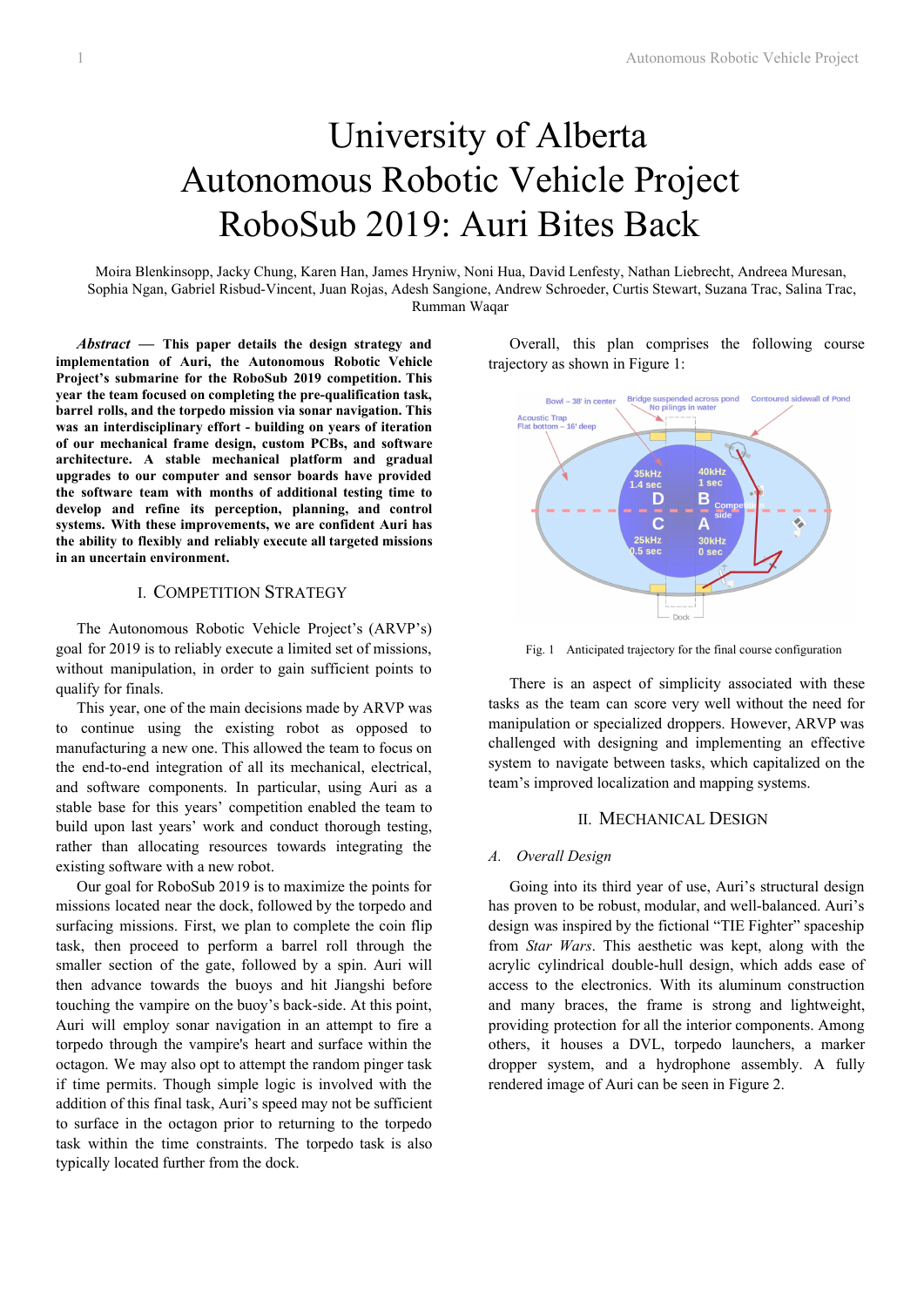# University of Alberta Autonomous Robotic Vehicle Project RoboSub 2019: Auri Bites Back

Moira Blenkinsopp, Jacky Chung, Karen Han, James Hryniw, Noni Hua, David Lenfesty, Nathan Liebrecht, Andreea Muresan, Sophia Ngan, Gabriel Risbud-Vincent, Juan Rojas, Adesh Sangione, Andrew Schroeder, Curtis Stewart, Suzana Trac, Salina Trac, Rumman Waqar

***Abstract* — This paper details the design strategy and implementation of Auri, the Autonomous Robotic Vehicle Project's submarine for the RoboSub 2019 competition. This year the team focused on completing the pre-qualification task, barrel rolls, and the torpedo mission via sonar navigation. This was an interdisciplinary effort - building on years of iteration of our mechanical frame design, custom PCBs, and software architecture. A stable mechanical platform and gradual upgrades to our computer and sensor boards have provided the software team with months of additional testing time to develop and refine its perception, planning, and control systems. With these improvements, we are confident Auri has the ability to flexibly and reliably execute all targeted missions in an uncertain environment.**

## I. Competition Strategy

The Autonomous Robotic Vehicle Project's (ARVP's) goal for 2019 is to reliably execute a limited set of missions, without manipulation, in order to gain sufficient points to qualify for finals.

This year, one of the main decisions made by ARVP was to continue using the existing robot as opposed to manufacturing a new one. This allowed the team to focus on the end-to-end integration of all its mechanical, electrical, and software components. In particular, using Auri as a stable base for this years' competition enabled the team to build upon last years' work and conduct thorough testing, rather than allocating resources towards integrating the existing software with a new robot.

Our goal for RoboSub 2019 is to maximize the points for missions located near the dock, followed by the torpedo and surfacing missions. First, we plan to complete the coin flip task, then proceed to perform a barrel roll through the smaller section of the gate, followed by a spin. Auri will then advance towards the buoys and hit Jiangshi before touching the vampire on the buoy's back-side. At this point, Auri will employ sonar navigation in an attempt to fire a torpedo through the vampire's heart and surface within the octagon. We may also opt to attempt the random pinger task if time permits. Though simple logic is involved with the addition of this final task, Auri's speed may not be sufficient to surface in the octagon prior to returning to the torpedo task within the time constraints. The torpedo task is also typically located further from the dock.

Overall, this plan comprises the following course trajectory as shown in Figure 1:

Bowl – 38' in center
Bridge suspended across pond
No pilings in water
Contoured sidewall of Pond
Acoustic Trap
Flat bottom – 16' deep
35kHz
1.4 sec
D
40kHz
1 sec
B
Competition side
C
25kHz
0.5 sec
A
30kHz
0 sec
Dock

Fig. 1 Anticipated trajectory for the final course configuration

There is an aspect of simplicity associated with these tasks as the team can score very well without the need for manipulation or specialized droppers. However, ARVP was challenged with designing and implementing an effective system to navigate between tasks, which capitalized on the team's improved localization and mapping systems.

## II. Mechanical Design

### *A. Overall Design*

Going into its third year of use, Auri's structural design has proven to be robust, modular, and well-balanced. Auri's design was inspired by the fictional "TIE Fighter" spaceship from *Star Wars*. This aesthetic was kept, along with the acrylic cylindrical double-hull design, which adds ease of access to the electronics. With its aluminum construction and many braces, the frame is strong and lightweight, providing protection for all the interior components. Among others, it houses a DVL, torpedo launchers, a marker dropper system, and a hydrophone assembly. A fully rendered image of Auri can be seen in Figure 2.